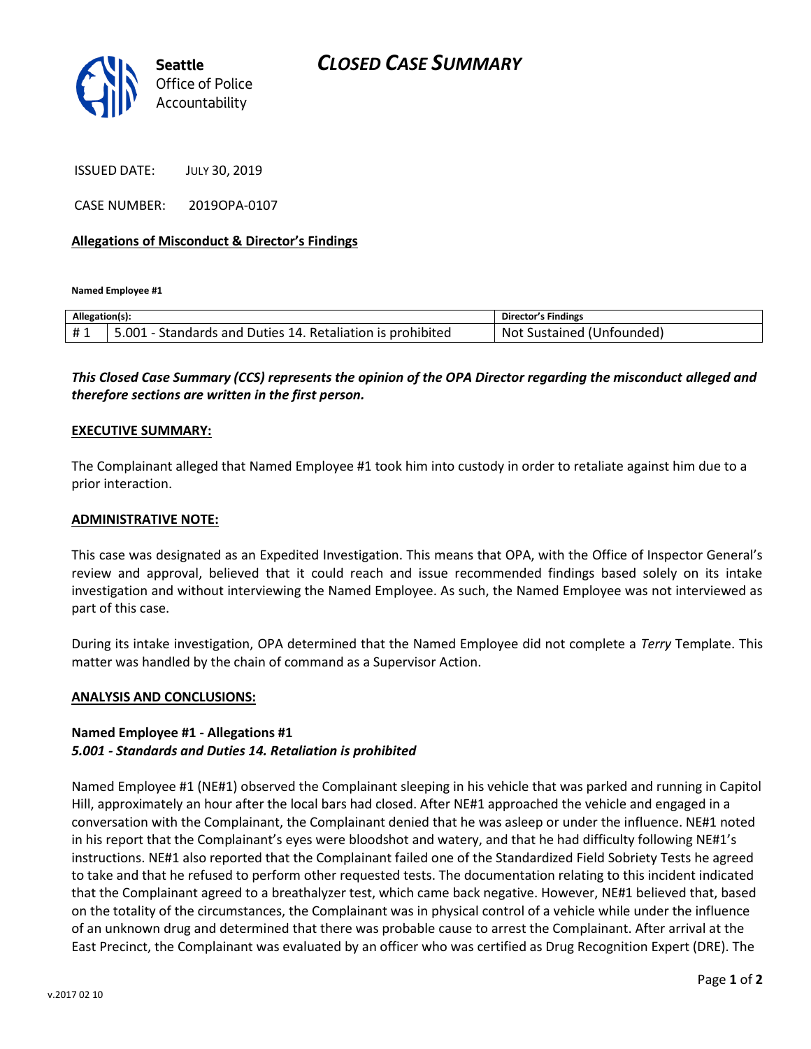# CLOSED CASE SUMMARY

Seattle Office of Police Accountability

ISSUED DATE: JULY 30, 2019

CASE NUMBER: 2019OPA-0107

**Allegations of Misconduct & Director's Findings**

**Named Employee #1**

| Allegation(s): | | Director's Findings |
|---|---|---|
| # 1 | 5.001 - Standards and Duties 14. Retaliation is prohibited | Not Sustained (Unfounded) |

***This Closed Case Summary (CCS) represents the opinion of the OPA Director regarding the misconduct alleged and therefore sections are written in the first person.***

**EXECUTIVE SUMMARY:**

The Complainant alleged that Named Employee #1 took him into custody in order to retaliate against him due to a prior interaction.

**ADMINISTRATIVE NOTE:**

This case was designated as an Expedited Investigation. This means that OPA, with the Office of Inspector General's review and approval, believed that it could reach and issue recommended findings based solely on its intake investigation and without interviewing the Named Employee. As such, the Named Employee was not interviewed as part of this case.

During its intake investigation, OPA determined that the Named Employee did not complete a *Terry* Template. This matter was handled by the chain of command as a Supervisor Action.

**ANALYSIS AND CONCLUSIONS:**

**Named Employee #1 - Allegations #1**
***5.001 - Standards and Duties 14. Retaliation is prohibited***

Named Employee #1 (NE#1) observed the Complainant sleeping in his vehicle that was parked and running in Capitol Hill, approximately an hour after the local bars had closed. After NE#1 approached the vehicle and engaged in a conversation with the Complainant, the Complainant denied that he was asleep or under the influence. NE#1 noted in his report that the Complainant's eyes were bloodshot and watery, and that he had difficulty following NE#1's instructions. NE#1 also reported that the Complainant failed one of the Standardized Field Sobriety Tests he agreed to take and that he refused to perform other requested tests. The documentation relating to this incident indicated that the Complainant agreed to a breathalyzer test, which came back negative. However, NE#1 believed that, based on the totality of the circumstances, the Complainant was in physical control of a vehicle while under the influence of an unknown drug and determined that there was probable cause to arrest the Complainant. After arrival at the East Precinct, the Complainant was evaluated by an officer who was certified as Drug Recognition Expert (DRE). The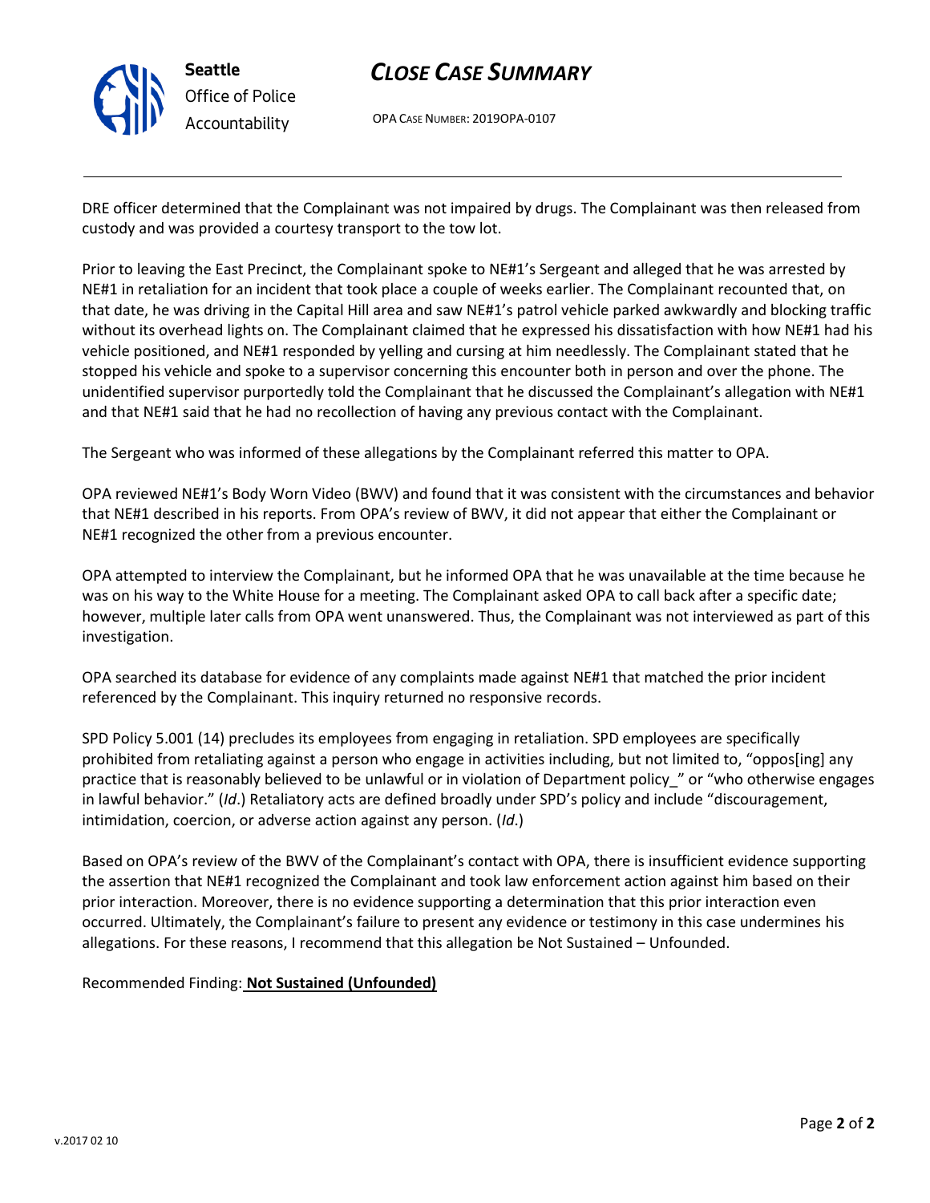DRE officer determined that the Complainant was not impaired by drugs. The Complainant was then released from custody and was provided a courtesy transport to the tow lot.

Prior to leaving the East Precinct, the Complainant spoke to NE#1's Sergeant and alleged that he was arrested by NE#1 in retaliation for an incident that took place a couple of weeks earlier. The Complainant recounted that, on that date, he was driving in the Capital Hill area and saw NE#1's patrol vehicle parked awkwardly and blocking traffic without its overhead lights on. The Complainant claimed that he expressed his dissatisfaction with how NE#1 had his vehicle positioned, and NE#1 responded by yelling and cursing at him needlessly. The Complainant stated that he stopped his vehicle and spoke to a supervisor concerning this encounter both in person and over the phone. The unidentified supervisor purportedly told the Complainant that he discussed the Complainant's allegation with NE#1 and that NE#1 said that he had no recollection of having any previous contact with the Complainant.

The Sergeant who was informed of these allegations by the Complainant referred this matter to OPA.

OPA reviewed NE#1's Body Worn Video (BWV) and found that it was consistent with the circumstances and behavior that NE#1 described in his reports. From OPA's review of BWV, it did not appear that either the Complainant or NE#1 recognized the other from a previous encounter.

OPA attempted to interview the Complainant, but he informed OPA that he was unavailable at the time because he was on his way to the White House for a meeting. The Complainant asked OPA to call back after a specific date; however, multiple later calls from OPA went unanswered. Thus, the Complainant was not interviewed as part of this investigation.

OPA searched its database for evidence of any complaints made against NE#1 that matched the prior incident referenced by the Complainant. This inquiry returned no responsive records.

SPD Policy 5.001 (14) precludes its employees from engaging in retaliation. SPD employees are specifically prohibited from retaliating against a person who engage in activities including, but not limited to, "oppos[ing] any practice that is reasonably believed to be unlawful or in violation of Department policy_" or "who otherwise engages in lawful behavior." (*Id*.) Retaliatory acts are defined broadly under SPD's policy and include "discouragement, intimidation, coercion, or adverse action against any person. (*Id*.)

Based on OPA's review of the BWV of the Complainant's contact with OPA, there is insufficient evidence supporting the assertion that NE#1 recognized the Complainant and took law enforcement action against him based on their prior interaction. Moreover, there is no evidence supporting a determination that this prior interaction even occurred. Ultimately, the Complainant's failure to present any evidence or testimony in this case undermines his allegations. For these reasons, I recommend that this allegation be Not Sustained – Unfounded.

Recommended Finding: **Not Sustained (Unfounded)**